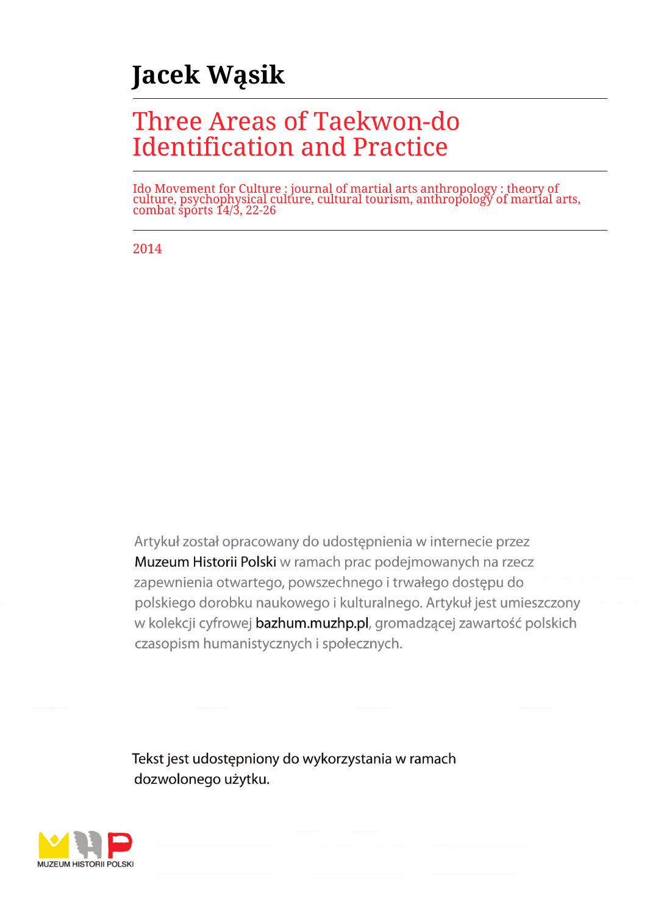# Jacek Wąsik

## Three Areas of Taekwon-do Identification and Practice

Ido Movement for Culture : journal of martial arts anthropology : theory of culture, psychophysical culture, cultural tourism, anthropology of martial arts, combat sports 14/3, 22-26

2014

Artykuł został opracowany do udostępnienia w internecie przez Muzeum Historii Polski w ramach prac podejmowanych na rzecz zapewnienia otwartego, powszechnego i trwałego dostępu do polskiego dorobku naukowego i kulturalnego. Artykuł jest umieszczony w kolekcji cyfrowej bazhum.muzhp.pl, gromadzącej zawartość polskich czasopism humanistycznych i społecznych.

Tekst jest udostępniony do wykorzystania w ramach dozwolonego użytku.

MUZEUM HISTORII POLSKI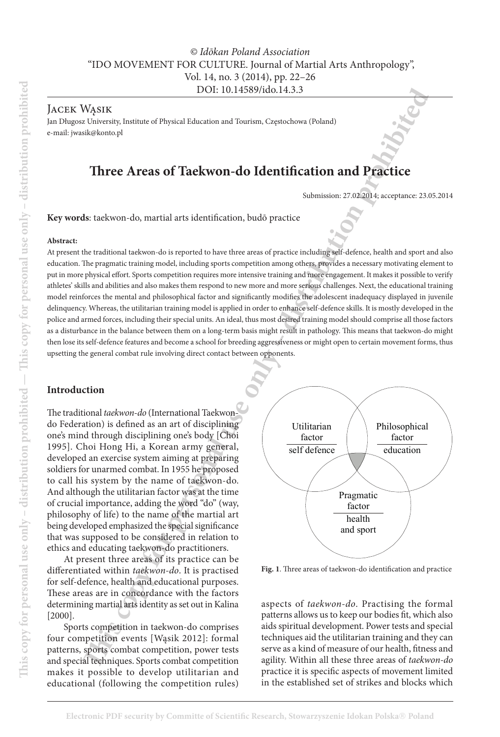© *Idōkan Poland Association*
"IDO MOVEMENT FOR CULTURE. Journal of Martial Arts Anthropology",
Vol. 14, no. 3 (2014), pp. 22–26
DOI: 10.14589/ido.14.3.3

Jacek Wąsik

Jan Długosz University, Institute of Physical Education and Tourism, Częstochowa (Poland)
e-mail: jwasik@konto.pl

# Three Areas of Taekwon-do Identification and Practice

Submission: 27.02.2014; acceptance: 23.05.2014

**Key words**: taekwon-do, martial arts identification, budō practice

**Abstract:**

At present the traditional taekwon-do is reported to have three areas of practice including self-defence, health and sport and also education. The pragmatic training model, including sports competition among others, provides a necessary motivating element to put in more physical effort. Sports competition requires more intensive training and more engagement. It makes it possible to verify athletes' skills and abilities and also makes them respond to new more and more serious challenges. Next, the educational training model reinforces the mental and philosophical factor and significantly modifies the adolescent inadequacy displayed in juvenile delinquency. Whereas, the utilitarian training model is applied in order to enhance self-defence skills. It is mostly developed in the police and armed forces, including their special units. An ideal, thus most desired training model should comprise all those factors as a disturbance in the balance between them on a long-term basis might result in pathology. This means that taekwon-do might then lose its self-defence features and become a school for breeding aggressiveness or might open to certain movement forms, thus upsetting the general combat rule involving direct contact between opponents.

## Introduction

The traditional *taekwon-do* (International Taekwon-do Federation) is defined as an art of disciplining one's mind through disciplining one's body [Choi 1995]. Choi Hong Hi, a Korean army general, developed an exercise system aiming at preparing soldiers for unarmed combat. In 1955 he proposed to call his system by the name of taekwon-do. And although the utilitarian factor was at the time of crucial importance, adding the word "do" (way, philosophy of life) to the name of the martial art being developed emphasized the special significance that was supposed to be considered in relation to ethics and educating taekwon-do practitioners.

At present three areas of its practice can be differentiated within *taekwon-do*. It is practised for self-defence, health and educational purposes. These areas are in concordance with the factors determining martial arts identity as set out in Kalina [2000].

Sports competition in taekwon-do comprises four competition events [Wąsik 2012]: formal patterns, sports combat competition, power tests and special techniques. Sports combat competition makes it possible to develop utilitarian and educational (following the competition rules) aspects of *taekwon-do*. Practising the formal patterns allows us to keep our bodies fit, which also aids spiritual development. Power tests and special techniques aid the utilitarian training and they can serve as a kind of measure of our health, fitness and agility. Within all these three areas of *taekwon-do* practice it is specific aspects of movement limited in the established set of strikes and blocks which

Utilitarian factor — self defence | Philosophical factor — education | Pragmatic factor — health and sport

**Fig. 1**. Three areas of taekwon-do identification and practice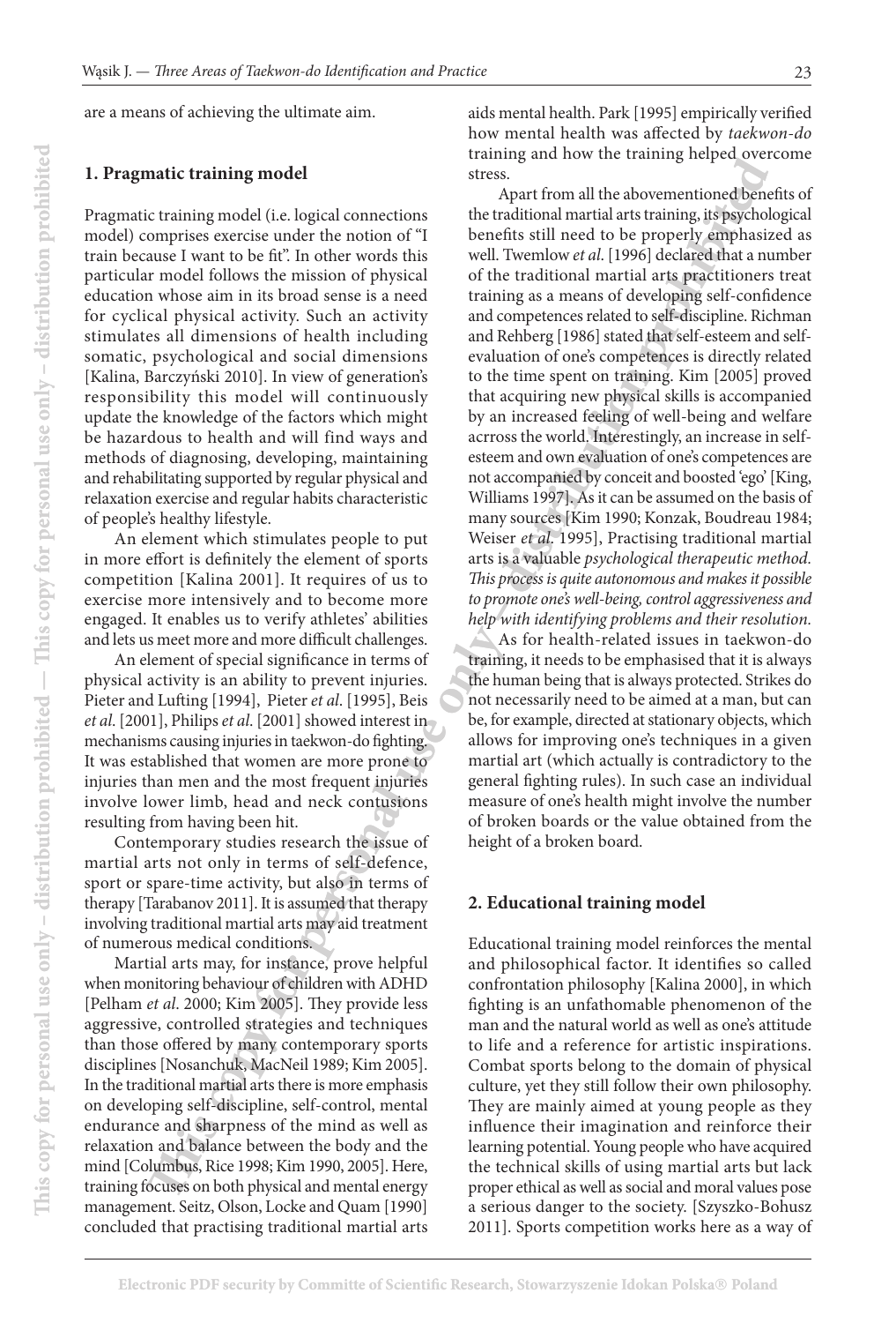are a means of achieving the ultimate aim.

## 1. Pragmatic training model

Pragmatic training model (i.e. logical connections model) comprises exercise under the notion of "I train because I want to be fit". In other words this particular model follows the mission of physical education whose aim in its broad sense is a need for cyclical physical activity. Such an activity stimulates all dimensions of health including somatic, psychological and social dimensions [Kalina, Barczyński 2010]. In view of generation's responsibility this model will continuously update the knowledge of the factors which might be hazardous to health and will find ways and methods of diagnosing, developing, maintaining and rehabilitating supported by regular physical and relaxation exercise and regular habits characteristic of people's healthy lifestyle.

An element which stimulates people to put in more effort is definitely the element of sports competition [Kalina 2001]. It requires of us to exercise more intensively and to become more engaged. It enables us to verify athletes' abilities and lets us meet more and more difficult challenges.

An element of special significance in terms of physical activity is an ability to prevent injuries. Pieter and Lufting [1994], Pieter *et al*. [1995], Beis *et al.* [2001], Philips *et al.* [2001] showed interest in mechanisms causing injuries in taekwon-do fighting. It was established that women are more prone to injuries than men and the most frequent injuries involve lower limb, head and neck contusions resulting from having been hit.

Contemporary studies research the issue of martial arts not only in terms of self-defence, sport or spare-time activity, but also in terms of therapy [Tarabanov 2011]. It is assumed that therapy involving traditional martial arts may aid treatment of numerous medical conditions.

Martial arts may, for instance, prove helpful when monitoring behaviour of children with ADHD [Pelham *et al*. 2000; Kim 2005]. They provide less aggressive, controlled strategies and techniques than those offered by many contemporary sports disciplines [Nosanchuk, MacNeil 1989; Kim 2005]. In the traditional martial arts there is more emphasis on developing self-discipline, self-control, mental endurance and sharpness of the mind as well as relaxation and balance between the body and the mind [Columbus, Rice 1998; Kim 1990, 2005]. Here, training focuses on both physical and mental energy management. Seitz, Olson, Locke and Quam [1990] concluded that practising traditional martial arts aids mental health. Park [1995] empirically verified how mental health was affected by *taekwon-do* training and how the training helped overcome stress.

Apart from all the abovementioned benefits of the traditional martial arts training, its psychological benefits still need to be properly emphasized as well. Twemlow *et al*. [1996] declared that a number of the traditional martial arts practitioners treat training as a means of developing self-confidence and competences related to self-discipline. Richman and Rehberg [1986] stated that self-esteem and self-evaluation of one's competences is directly related to the time spent on training. Kim [2005] proved that acquiring new physical skills is accompanied by an increased feeling of well-being and welfare acrross the world. Interestingly, an increase in self-esteem and own evaluation of one's competences are not accompanied by conceit and boosted 'ego' [King, Williams 1997]. As it can be assumed on the basis of many sources [Kim 1990; Konzak, Boudreau 1984; Weiser *et al.* 1995], Practising traditional martial arts is a valuable *psychological therapeutic method. This process is quite autonomous and makes it possible to promote one's well-being, control aggressiveness and help with identifying problems and their resolution.*

As for health-related issues in taekwon-do training, it needs to be emphasised that it is always the human being that is always protected. Strikes do not necessarily need to be aimed at a man, but can be, for example, directed at stationary objects, which allows for improving one's techniques in a given martial art (which actually is contradictory to the general fighting rules). In such case an individual measure of one's health might involve the number of broken boards or the value obtained from the height of a broken board.

## 2. Educational training model

Educational training model reinforces the mental and philosophical factor. It identifies so called confrontation philosophy [Kalina 2000], in which fighting is an unfathomable phenomenon of the man and the natural world as well as one's attitude to life and a reference for artistic inspirations. Combat sports belong to the domain of physical culture, yet they still follow their own philosophy. They are mainly aimed at young people as they influence their imagination and reinforce their learning potential. Young people who have acquired the technical skills of using martial arts but lack proper ethical as well as social and moral values pose a serious danger to the society. [Szyszko-Bohusz 2011]. Sports competition works here as a way of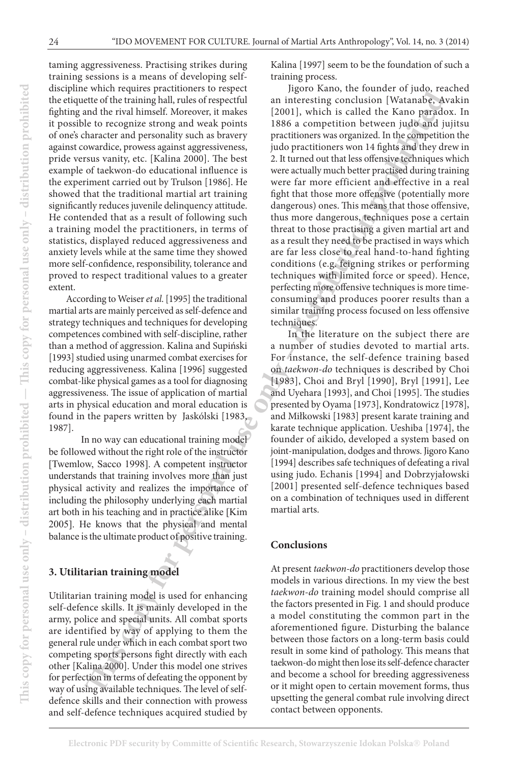taming aggressiveness. Practising strikes during training sessions is a means of developing self-discipline which requires practitioners to respect the etiquette of the training hall, rules of respectful fighting and the rival himself. Moreover, it makes it possible to recognize strong and weak points of one's character and personality such as bravery against cowardice, prowess against aggressiveness, pride versus vanity, etc. [Kalina 2000]. The best example of taekwon-do educational influence is the experiment carried out by Trulson [1986]. He showed that the traditional martial art training significantly reduces juvenile delinquency attitude. He contended that as a result of following such a training model the practitioners, in terms of statistics, displayed reduced aggressiveness and anxiety levels while at the same time they showed more self-confidence, responsibility, tolerance and proved to respect traditional values to a greater extent.

According to Weiser *et al.* [1995] the traditional martial arts are mainly perceived as self-defence and strategy techniques and techniques for developing competences combined with self-discipline, rather than a method of aggression. Kalina and Supiński [1993] studied using unarmed combat exercises for reducing aggressiveness. Kalina [1996] suggested combat-like physical games as a tool for diagnosing aggressiveness. The issue of application of martial arts in physical education and moral education is found in the papers written by Jaskólski [1983, 1987].

In no way can educational training model be followed without the right role of the instructor [Twemlow, Sacco 1998]. A competent instructor understands that training involves more than just physical activity and realizes the importance of including the philosophy underlying each martial art both in his teaching and in practice alike [Kim 2005]. He knows that the physical and mental balance is the ultimate product of positive training.

### 3. Utilitarian training model

Utilitarian training model is used for enhancing self-defence skills. It is mainly developed in the army, police and special units. All combat sports are identified by way of applying to them the general rule under which in each combat sport two competing sports persons fight directly with each other [Kalina 2000]. Under this model one strives for perfection in terms of defeating the opponent by way of using available techniques. The level of self-defence skills and their connection with prowess and self-defence techniques acquired studied by Kalina [1997] seem to be the foundation of such a training process.

Jigoro Kano, the founder of judo, reached an interesting conclusion [Watanabe, Avakin [2001], which is called the Kano paradox. In 1886 a competition between judo and jujitsu practitioners was organized. In the competition the judo practitioners won 14 fights and they drew in 2. It turned out that less offensive techniques which were actually much better practised during training were far more efficient and effective in a real fight that those more offensive (potentially more dangerous) ones. This means that those offensive, thus more dangerous, techniques pose a certain threat to those practising a given martial art and as a result they need to be practised in ways which are far less close to real hand-to-hand fighting conditions (e.g. feigning strikes or performing techniques with limited force or speed). Hence, perfecting more offensive techniques is more time-consuming and produces poorer results than a similar training process focused on less offensive techniques.

In the literature on the subject there are a number of studies devoted to martial arts. For instance, the self-defence training based on *taekwon-do* techniques is described by Choi [1983], Choi and Bryl [1990], Bryl [1991], Lee and Uyehara [1993], and Choi [1995]. The studies presented by Oyama [1973], Kondratowicz [1978], and Miłkowski [1983] present karate training and karate technique application. Ueshiba [1974], the founder of aikido, developed a system based on joint-manipulation, dodges and throws. Jigoro Kano [1994] describes safe techniques of defeating a rival using judo. Echanis [1994] and Dobrzyjałowski [2001] presented self-defence techniques based on a combination of techniques used in different martial arts.

### Conclusions

At present *taekwon-do* practitioners develop those models in various directions. In my view the best *taekwon-do* training model should comprise all the factors presented in Fig. 1 and should produce a model constituting the common part in the aforementioned figure. Disturbing the balance between those factors on a long-term basis could result in some kind of pathology. This means that taekwon-do might then lose its self-defence character and become a school for breeding aggressiveness or it might open to certain movement forms, thus upsetting the general combat rule involving direct contact between opponents.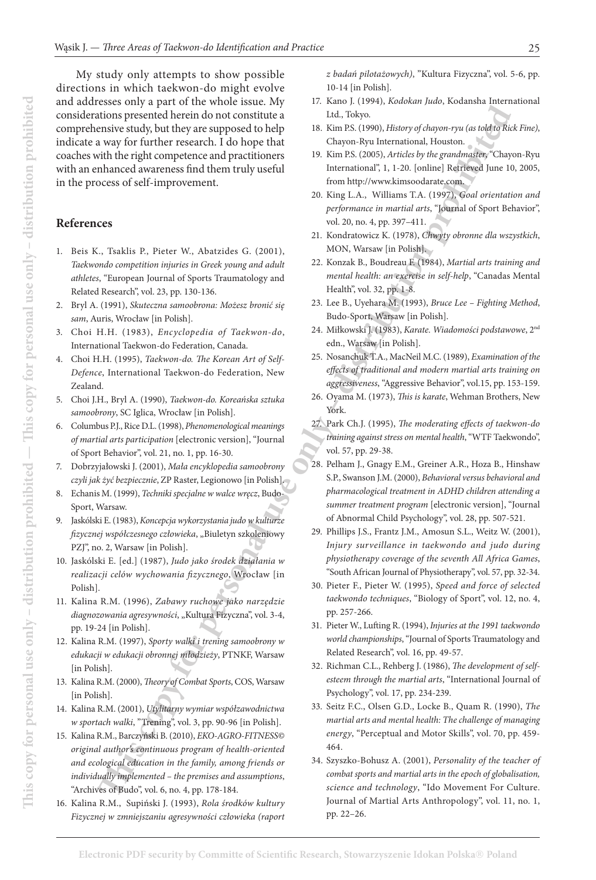My study only attempts to show possible directions in which taekwon-do might evolve and addresses only a part of the whole issue. My considerations presented herein do not constitute a comprehensive study, but they are supposed to help indicate a way for further research. I do hope that coaches with the right competence and practitioners with an enhanced awareness find them truly useful in the process of self-improvement.

## References

1. Beis K., Tsaklis P., Pieter W., Abatzides G. (2001), *Taekwondo competition injuries in Greek young and adult athletes*, "European Journal of Sports Traumatology and Related Research", vol. 23, pp. 130-136.
2. Bryl A. (1991), *Skuteczna samoobrona: Możesz bronić się sam*, Auris, Wrocław [in Polish].
3. Choi H.H. (1983), *Encyclopedia of Taekwon-do*, International Taekwon-do Federation, Canada.
4. Choi H.H. (1995), *Taekwon-do. The Korean Art of Self-Defence*, International Taekwon-do Federation, New Zealand.
5. Choi J.H., Bryl A. (1990), *Taekwon-do. Koreańska sztuka samoobrony*, SC Iglica, Wrocław [in Polish].
6. Columbus P.J., Rice D.L. (1998), *Phenomenological meanings of martial arts participation* [electronic version], "Journal of Sport Behavior", vol. 21, no. 1, pp. 16-30.
7. Dobrzyjałowski J. (2001), *Mała encyklopedia samoobrony czyli jak żyć bezpiecznie*, ZP Raster, Legionowo [in Polish].
8. Echanis M. (1999), *Techniki specjalne w walce wręcz*, Budo-Sport, Warsaw.
9. Jaskólski E. (1983), *Koncepcja wykorzystania judo w kulturze fizycznej współczesnego człowieka*, „Biuletyn szkoleniowy PZJ", no. 2, Warsaw [in Polish].
10. Jaskólski E. [ed.] (1987), *Judo jako środek działania w realizacji celów wychowania fizycznego*, Wrocław [in Polish].
11. Kalina R.M. (1996), *Zabawy ruchowe jako narzędzie diagnozowania agresywności*, „Kultura Fizyczna", vol. 3-4, pp. 19-24 [in Polish].
12. Kalina R.M. (1997), *Sporty walki i trening samoobrony w edukacji w edukacji obronnej młodzieży*, PTNKF, Warsaw [in Polish].
13. Kalina R.M. (2000), *Theory of Combat Sports*, COS, Warsaw [in Polish].
14. Kalina R.M. (2001), *Utylitarny wymiar współzawodnictwa w sportach walki*, "Trening", vol. 3, pp. 90-96 [in Polish].
15. Kalina R.M., Barczyński B. (2010), *EKO-AGRO-FITNESS© original author's continuous program of health-oriented and ecological education in the family, among friends or individually implemented – the premises and assumptions*, "Archives of Budo", vol. 6, no. 4, pp. 178-184.
16. Kalina R.M., Supiński J. (1993), *Rola środków kultury Fizycznej w zmniejszaniu agresywności człowieka (raport z badań pilotażowych)*, "Kultura Fizyczna", vol. 5-6, pp. 10-14 [in Polish].
17. Kano J. (1994), *Kodokan Judo*, Kodansha International Ltd., Tokyo.
18. Kim P.S. (1990), *History of chayon-ryu (as told to Rick Fine)*, Chayon-Ryu International, Houston.
19. Kim P.S. (2005), *Articles by the grandmaster,* "Chayon-Ryu International", 1, 1-20. [online] Retrieved June 10, 2005, from http://www.kimsoodarate.com.
20. King L.A., Williams T.A. (1997), *Goal orientation and performance in martial arts*, "Journal of Sport Behavior", vol. 20, no. 4, pp. 397–411.
21. Kondratowicz K. (1978), *Chwyty obronne dla wszystkich*, MON, Warsaw [in Polish].
22. Konzak B., Boudreau F. (1984), *Martial arts training and mental health: an exercise in self-help*, "Canadas Mental Health", vol. 32, pp. 1-8.
23. Lee B., Uyehara M. (1993), *Bruce Lee – Fighting Method*, Budo-Sport, Warsaw [in Polish].
24. Miłkowski J. (1983), *Karate. Wiadomości podstawowe*, 2nd edn., Warsaw [in Polish].
25. Nosanchuk T.A., MacNeil M.C. (1989), *Examination of the effects of traditional and modern martial arts training on aggressiveness*, "Aggressive Behavior", vol.15, pp. 153-159.
26. Oyama M. (1973), *This is karate*, Wehman Brothers, New York.
27. Park Ch.J. (1995), *The moderating effects of taekwon-do training against stress on mental health*, "WTF Taekwondo", vol. 57, pp. 29-38.
28. Pelham J., Gnagy E.M., Greiner A.R., Hoza B., Hinshaw S.P., Swanson J.M. (2000), *Behavioral versus behavioral and pharmacological treatment in ADHD children attending a summer treatment program* [electronic version], "Journal of Abnormal Child Psychology", vol. 28, pp. 507-521.
29. Phillips J.S., Frantz J.M., Amosun S.L., Weitz W. (2001), *Injury surveillance in taekwondo and judo during physiotherapy coverage of the seventh All Africa Games*, "South African Journal of Physiotherapy", vol. 57, pp. 32-34.
30. Pieter F., Pieter W. (1995), *Speed and force of selected taekwondo techniques*, "Biology of Sport", vol. 12, no. 4, pp. 257-266.
31. Pieter W., Lufting R. (1994), *Injuries at the 1991 taekwondo world championships*, "Journal of Sports Traumatology and Related Research", vol. 16, pp. 49-57.
32. Richman C.L., Rehberg J. (1986), *The development of self-esteem through the martial arts,* "International Journal of Psychology", vol. 17, pp. 234-239.
33. Seitz F.C., Olsen G.D., Locke B., Quam R. (1990), *The martial arts and mental health: The challenge of managing energy*, "Perceptual and Motor Skills", vol. 70, pp. 459-464.
34. Szyszko-Bohusz A. (2001), *Personality of the teacher of combat sports and martial arts in the epoch of globalisation, science and technology*, "Ido Movement For Culture. Journal of Martial Arts Anthropology", vol. 11, no. 1, pp. 22–26.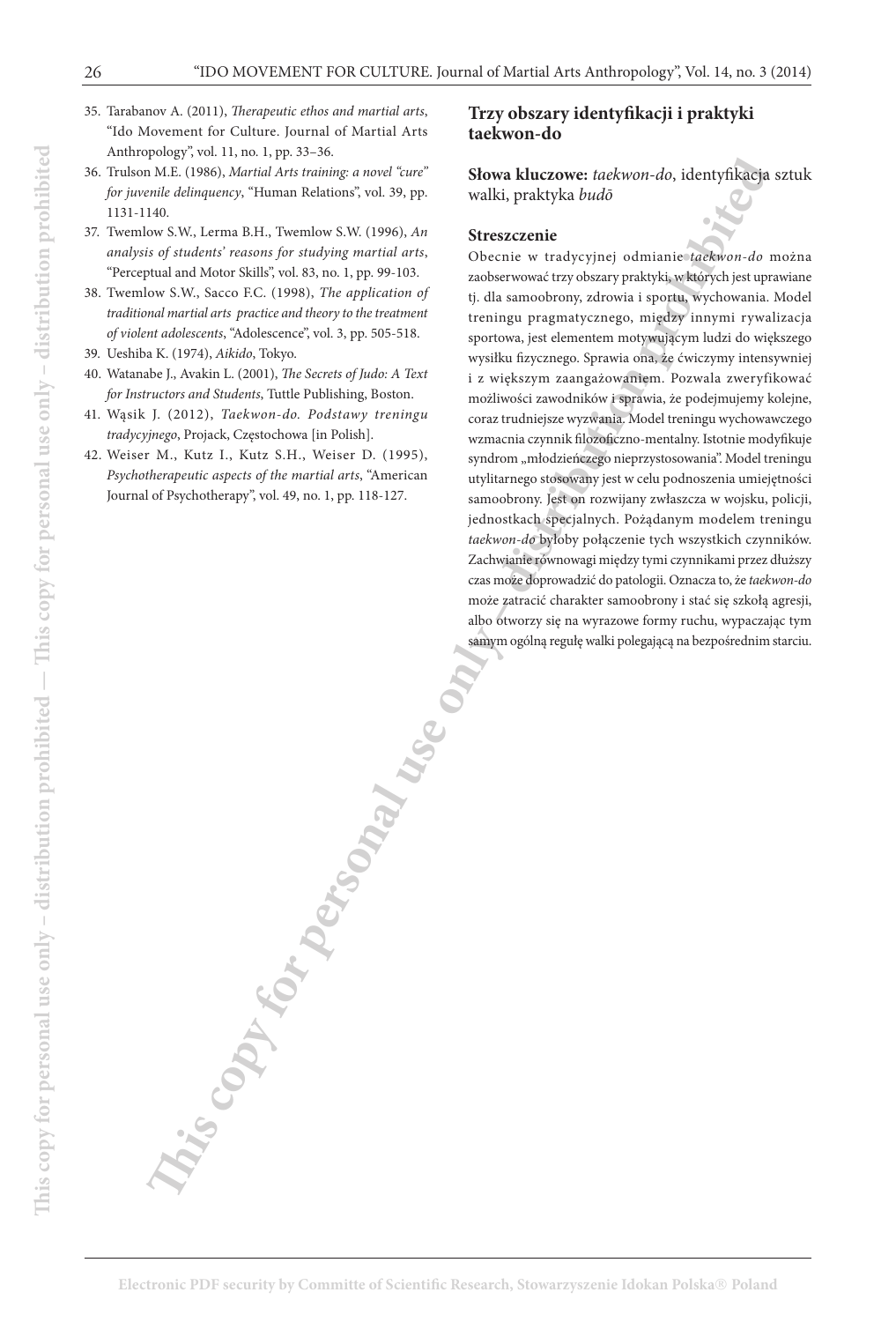35. Tarabanov A. (2011), *Therapeutic ethos and martial arts*, "Ido Movement for Culture. Journal of Martial Arts Anthropology", vol. 11, no. 1, pp. 33–36.
36. Trulson M.E. (1986), *Martial Arts training: a novel "cure" for juvenile delinquency*, "Human Relations", vol. 39, pp. 1131-1140.
37. Twemlow S.W., Lerma B.H., Twemlow S.W. (1996), *An analysis of students' reasons for studying martial arts*, "Perceptual and Motor Skills", vol. 83, no. 1, pp. 99-103.
38. Twemlow S.W., Sacco F.C. (1998), *The application of traditional martial arts practice and theory to the treatment of violent adolescents*, "Adolescence", vol. 3, pp. 505-518.
39. Ueshiba K. (1974), *Aikido*, Tokyo.
40. Watanabe J., Avakin L. (2001), *The Secrets of Judo: A Text for Instructors and Students*, Tuttle Publishing, Boston.
41. Wąsik J. (2012), *Taekwon-do. Podstawy treningu tradycyjnego*, Projack, Częstochowa [in Polish].
42. Weiser M., Kutz I., Kutz S.H., Weiser D. (1995), *Psychotherapeutic aspects of the martial arts*, "American Journal of Psychotherapy", vol. 49, no. 1, pp. 118-127.

## Trzy obszary identyfikacji i praktyki taekwon-do

**Słowa kluczowe:** *taekwon-do*, identyfikacja sztuk walki, praktyka *budō*

### Streszczenie

Obecnie w tradycyjnej odmianie *taekwon-do* można zaobserwować trzy obszary praktyki, w których jest uprawiane tj. dla samoobrony, zdrowia i sportu, wychowania. Model treningu pragmatycznego, między innymi rywalizacja sportowa, jest elementem motywującym ludzi do większego wysiłku fizycznego. Sprawia ona, że ćwiczymy intensywniej i z większym zaangażowaniem. Pozwala zweryfikować możliwości zawodników i sprawia, że podejmujemy kolejne, coraz trudniejsze wyzwania. Model treningu wychowawczego wzmacnia czynnik filozoficzno-mentalny. Istotnie modyfikuje syndrom „młodzieńczego nieprzystosowania". Model treningu utylitarnego stosowany jest w celu podnoszenia umiejętności samoobrony. Jest on rozwijany zwłaszcza w wojsku, policji, jednostkach specjalnych. Pożądanym modelem treningu *taekwon-do* byłoby połączenie tych wszystkich czynników. Zachwianie równowagi między tymi czynnikami przez dłuższy czas może doprowadzić do patologii. Oznacza to, że *taekwon-do* może zatracić charakter samoobrony i stać się szkołą agresji, albo otworzy się na wyrazowe formy ruchu, wypaczając tym samym ogólną regułę walki polegającą na bezpośrednim starciu.